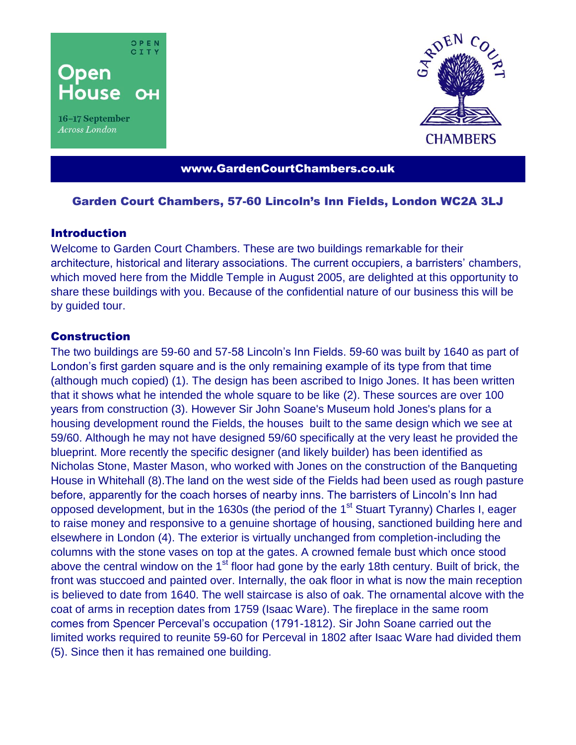OPEN CITY

Open House OH

16–17 September
*Across London*

GARDEN COURT CHAMBERS

**www.GardenCourtChambers.co.uk**

## Garden Court Chambers, 57-60 Lincoln's Inn Fields, London WC2A 3LJ

### Introduction

Welcome to Garden Court Chambers. These are two buildings remarkable for their architecture, historical and literary associations. The current occupiers, a barristers' chambers, which moved here from the Middle Temple in August 2005, are delighted at this opportunity to share these buildings with you. Because of the confidential nature of our business this will be by guided tour.

### Construction

The two buildings are 59-60 and 57-58 Lincoln's Inn Fields. 59-60 was built by 1640 as part of London's first garden square and is the only remaining example of its type from that time (although much copied) (1). The design has been ascribed to Inigo Jones. It has been written that it shows what he intended the whole square to be like (2). These sources are over 100 years from construction (3). However Sir John Soane's Museum hold Jones's plans for a housing development round the Fields, the houses built to the same design which we see at 59/60. Although he may not have designed 59/60 specifically at the very least he provided the blueprint. More recently the specific designer (and likely builder) has been identified as Nicholas Stone, Master Mason, who worked with Jones on the construction of the Banqueting House in Whitehall (8).The land on the west side of the Fields had been used as rough pasture before, apparently for the coach horses of nearby inns. The barristers of Lincoln's Inn had opposed development, but in the 1630s (the period of the 1st Stuart Tyranny) Charles I, eager to raise money and responsive to a genuine shortage of housing, sanctioned building here and elsewhere in London (4). The exterior is virtually unchanged from completion-including the columns with the stone vases on top at the gates. A crowned female bust which once stood above the central window on the 1st floor had gone by the early 18th century. Built of brick, the front was stuccoed and painted over. Internally, the oak floor in what is now the main reception is believed to date from 1640. The well staircase is also of oak. The ornamental alcove with the coat of arms in reception dates from 1759 (Isaac Ware). The fireplace in the same room comes from Spencer Perceval's occupation (1791-1812). Sir John Soane carried out the limited works required to reunite 59-60 for Perceval in 1802 after Isaac Ware had divided them (5). Since then it has remained one building.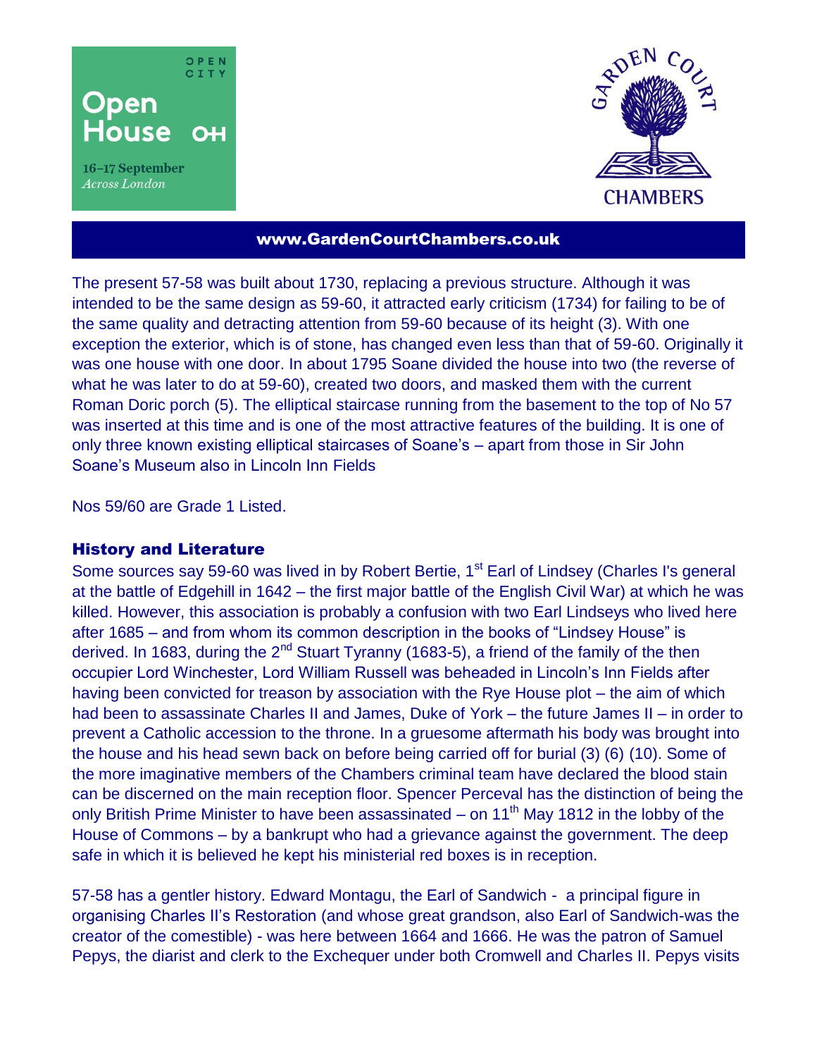www.GardenCourtChambers.co.uk

The present 57-58 was built about 1730, replacing a previous structure. Although it was intended to be the same design as 59-60, it attracted early criticism (1734) for failing to be of the same quality and detracting attention from 59-60 because of its height (3). With one exception the exterior, which is of stone, has changed even less than that of 59-60. Originally it was one house with one door. In about 1795 Soane divided the house into two (the reverse of what he was later to do at 59-60), created two doors, and masked them with the current Roman Doric porch (5). The elliptical staircase running from the basement to the top of No 57 was inserted at this time and is one of the most attractive features of the building. It is one of only three known existing elliptical staircases of Soane's – apart from those in Sir John Soane's Museum also in Lincoln Inn Fields

Nos 59/60 are Grade 1 Listed.

## History and Literature

Some sources say 59-60 was lived in by Robert Bertie, 1st Earl of Lindsey (Charles I's general at the battle of Edgehill in 1642 – the first major battle of the English Civil War) at which he was killed. However, this association is probably a confusion with two Earl Lindseys who lived here after 1685 – and from whom its common description in the books of "Lindsey House" is derived. In 1683, during the 2nd Stuart Tyranny (1683-5), a friend of the family of the then occupier Lord Winchester, Lord William Russell was beheaded in Lincoln's Inn Fields after having been convicted for treason by association with the Rye House plot – the aim of which had been to assassinate Charles II and James, Duke of York – the future James II – in order to prevent a Catholic accession to the throne. In a gruesome aftermath his body was brought into the house and his head sewn back on before being carried off for burial (3) (6) (10). Some of the more imaginative members of the Chambers criminal team have declared the blood stain can be discerned on the main reception floor. Spencer Perceval has the distinction of being the only British Prime Minister to have been assassinated – on 11th May 1812 in the lobby of the House of Commons – by a bankrupt who had a grievance against the government. The deep safe in which it is believed he kept his ministerial red boxes is in reception.

57-58 has a gentler history. Edward Montagu, the Earl of Sandwich - a principal figure in organising Charles II's Restoration (and whose great grandson, also Earl of Sandwich-was the creator of the comestible) - was here between 1664 and 1666. He was the patron of Samuel Pepys, the diarist and clerk to the Exchequer under both Cromwell and Charles II. Pepys visits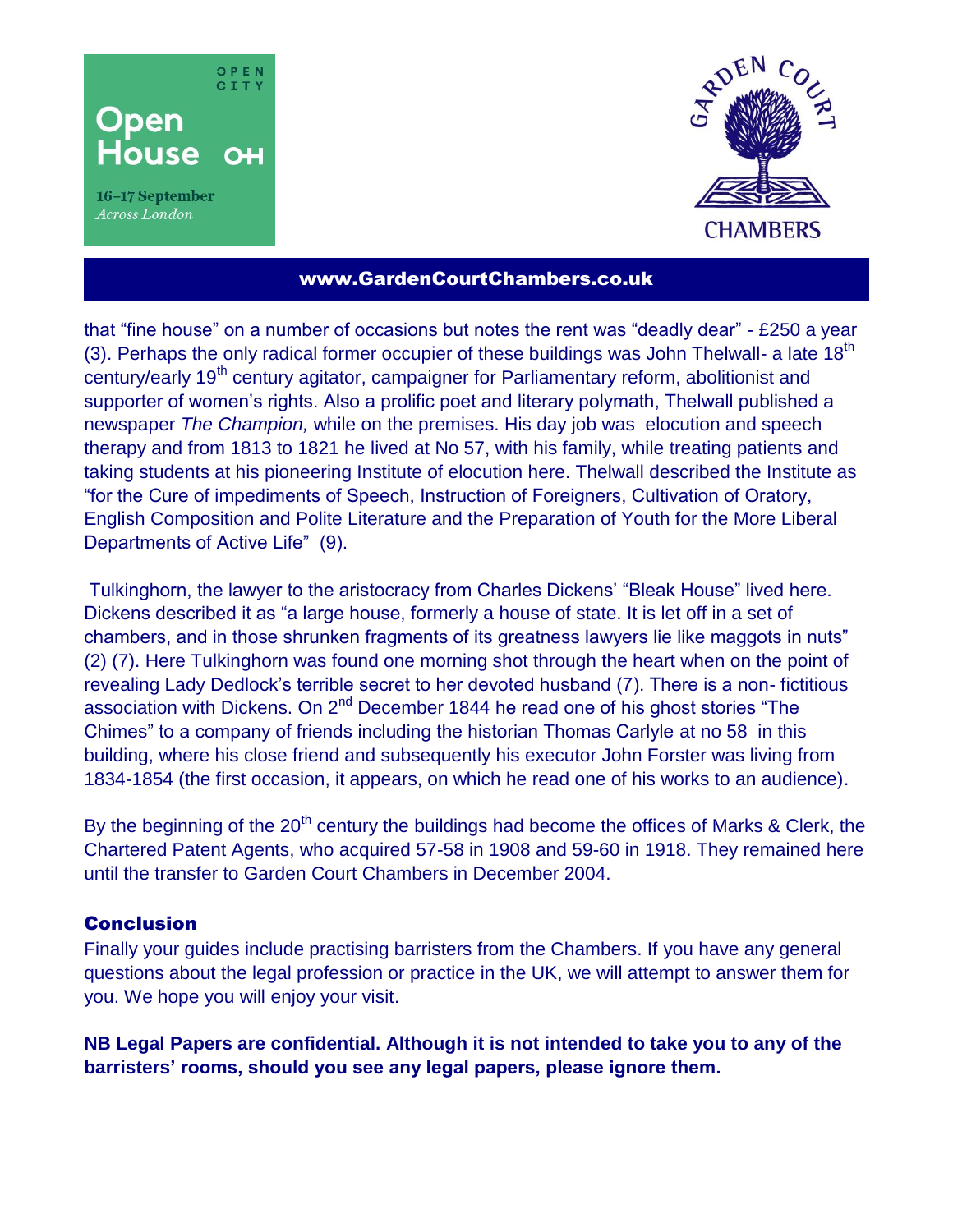that "fine house" on a number of occasions but notes the rent was "deadly dear" - £250 a year (3). Perhaps the only radical former occupier of these buildings was John Thelwall- a late 18th century/early 19th century agitator, campaigner for Parliamentary reform, abolitionist and supporter of women's rights. Also a prolific poet and literary polymath, Thelwall published a newspaper *The Champion,* while on the premises. His day job was elocution and speech therapy and from 1813 to 1821 he lived at No 57, with his family, while treating patients and taking students at his pioneering Institute of elocution here. Thelwall described the Institute as "for the Cure of impediments of Speech, Instruction of Foreigners, Cultivation of Oratory, English Composition and Polite Literature and the Preparation of Youth for the More Liberal Departments of Active Life" (9).

Tulkinghorn, the lawyer to the aristocracy from Charles Dickens' "Bleak House" lived here. Dickens described it as "a large house, formerly a house of state. It is let off in a set of chambers, and in those shrunken fragments of its greatness lawyers lie like maggots in nuts" (2) (7). Here Tulkinghorn was found one morning shot through the heart when on the point of revealing Lady Dedlock's terrible secret to her devoted husband (7). There is a non- fictitious association with Dickens. On 2nd December 1844 he read one of his ghost stories "The Chimes" to a company of friends including the historian Thomas Carlyle at no 58 in this building, where his close friend and subsequently his executor John Forster was living from 1834-1854 (the first occasion, it appears, on which he read one of his works to an audience).

By the beginning of the 20th century the buildings had become the offices of Marks & Clerk, the Chartered Patent Agents, who acquired 57-58 in 1908 and 59-60 in 1918. They remained here until the transfer to Garden Court Chambers in December 2004.

## Conclusion

Finally your guides include practising barristers from the Chambers. If you have any general questions about the legal profession or practice in the UK, we will attempt to answer them for you. We hope you will enjoy your visit.

**NB Legal Papers are confidential. Although it is not intended to take you to any of the barristers' rooms, should you see any legal papers, please ignore them.**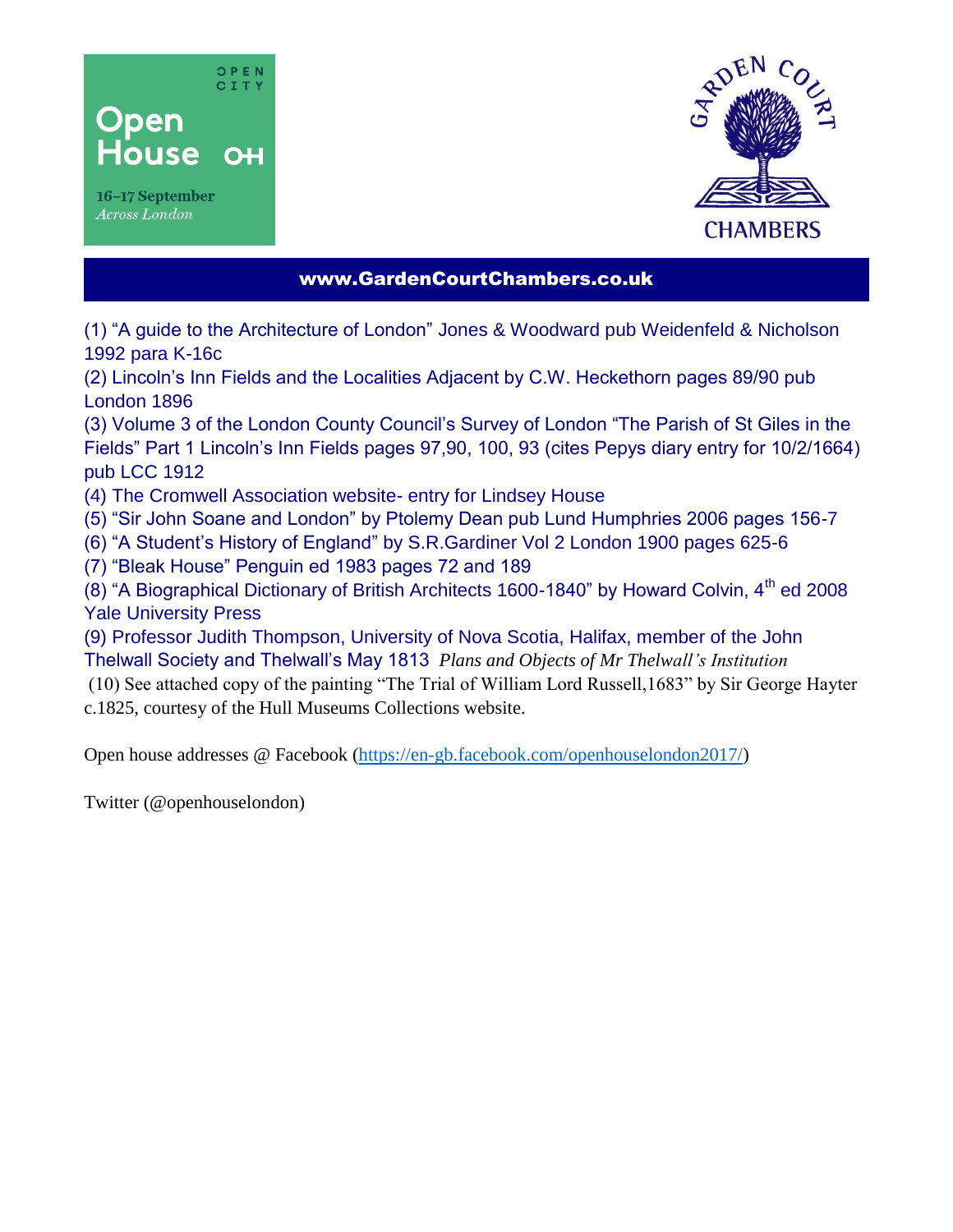Open City

Open House OH

16–17 September
*Across London*

GARDEN COURT CHAMBERS

**www.GardenCourtChambers.co.uk**

(1) "A guide to the Architecture of London" Jones & Woodward pub Weidenfeld & Nicholson 1992 para K-16c

(2) Lincoln's Inn Fields and the Localities Adjacent by C.W. Heckethorn pages 89/90 pub London 1896

(3) Volume 3 of the London County Council's Survey of London "The Parish of St Giles in the Fields" Part 1 Lincoln's Inn Fields pages 97,90, 100, 93 (cites Pepys diary entry for 10/2/1664) pub LCC 1912

(4) The Cromwell Association website- entry for Lindsey House

(5) "Sir John Soane and London" by Ptolemy Dean pub Lund Humphries 2006 pages 156-7

(6) "A Student's History of England" by S.R.Gardiner Vol 2 London 1900 pages 625-6

(7) "Bleak House" Penguin ed 1983 pages 72 and 189

(8) "A Biographical Dictionary of British Architects 1600-1840" by Howard Colvin, 4th ed 2008 Yale University Press

(9) Professor Judith Thompson, University of Nova Scotia, Halifax, member of the John Thelwall Society and Thelwall's May 1813 *Plans and Objects of Mr Thelwall's Institution*

(10) See attached copy of the painting "The Trial of William Lord Russell,1683" by Sir George Hayter c.1825, courtesy of the Hull Museums Collections website.

Open house addresses @ Facebook (https://en-gb.facebook.com/openhouselondon2017/)

Twitter (@openhouselondon)